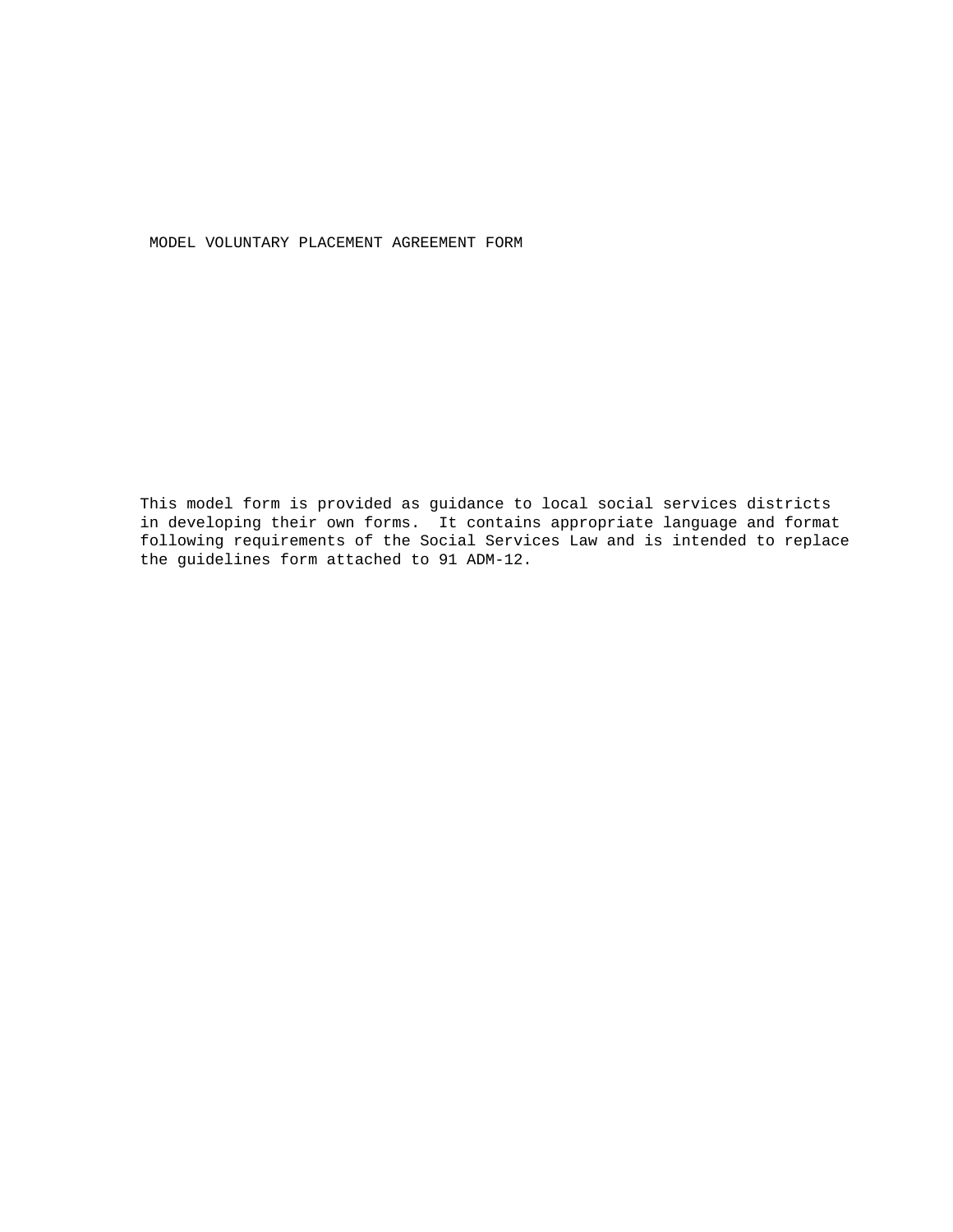# MODEL VOLUNTARY PLACEMENT AGREEMENT FORM

This model form is provided as guidance to local social services districts in developing their own forms. It contains appropriate language and format following requirements of the Social Services Law and is intended to replace the guidelines form attached to 91 ADM-12.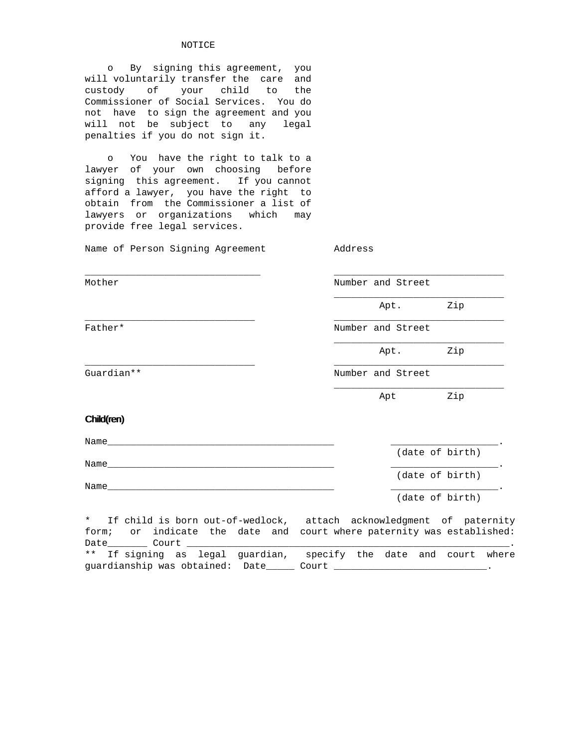## NOTICE

- By signing this agreement, you will voluntarily transfer the care and custody of your child to the Commissioner of Social Services. You do not have to sign the agreement and you will not be subject to any legal penalties if you do not sign it.

- You have the right to talk to a lawyer of your own choosing before signing this agreement. If you cannot afford a lawyer, you have the right to obtain from the Commissioner a list of lawyers or organizations which may provide free legal services.

| Name of Person Signing Agreement | Address |
|---|---|
| _______________________________ | ______________________________ |
| Mother | Number and Street |
| | ______________________________ |
| | Apt. Zip |
| _______________________________ | ______________________________ |
| Father* | Number and Street |
| | ______________________________ |
| | Apt. Zip |
| _______________________________ | ______________________________ |
| Guardian** | Number and Street |
| | ______________________________ |
| | Apt Zip |

**Child(ren)**

Name________________________________________ __________________.
(date of birth)

Name________________________________________ __________________.
(date of birth)

Name________________________________________ __________________.
(date of birth)

* If child is born out-of-wedlock, attach acknowledgment of paternity form; or indicate the date and court where paternity was established: Date_______ Court _________________________________________________________.

** If signing as legal guardian, specify the date and court where guardianship was obtained: Date_____ Court ___________________________.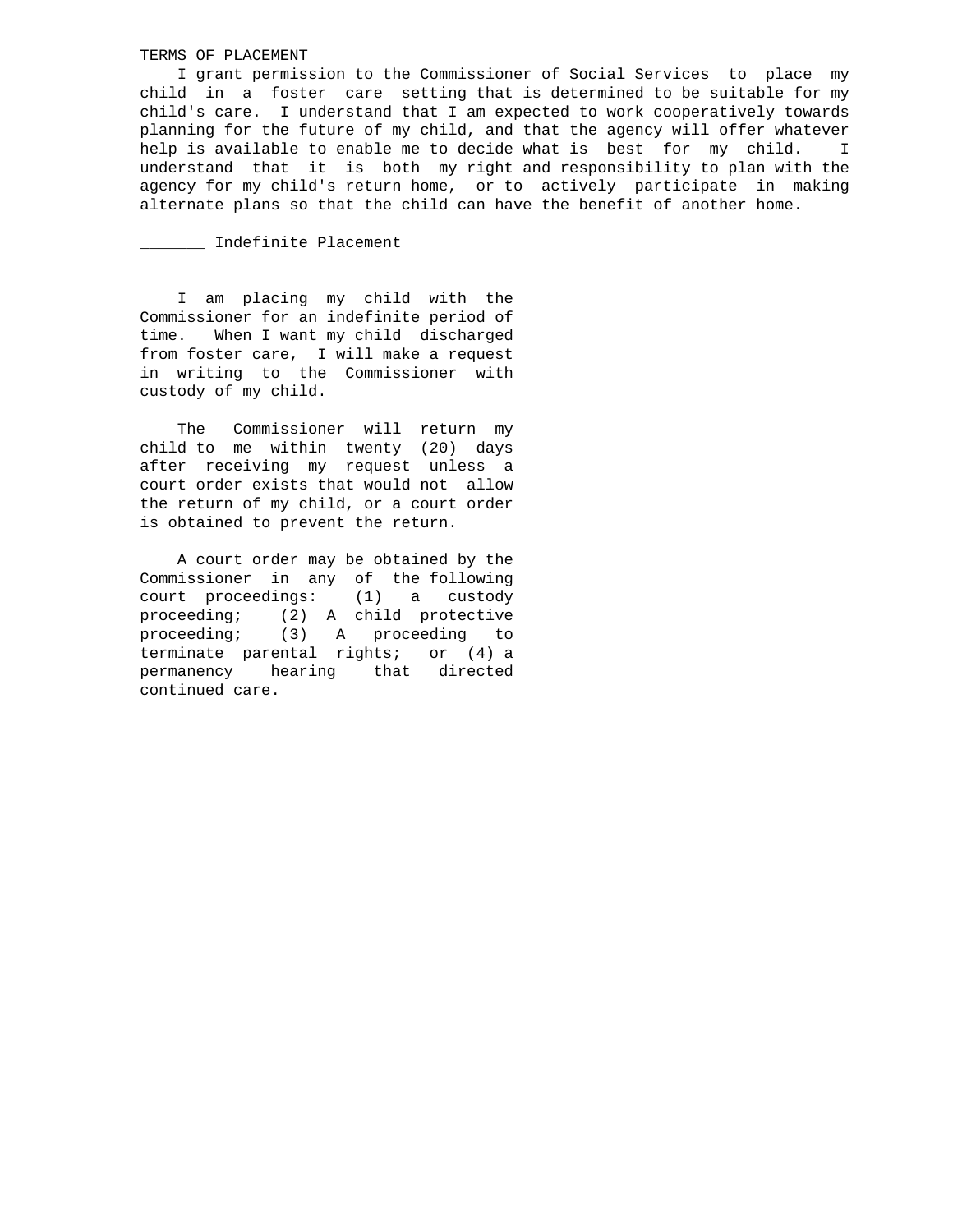TERMS OF PLACEMENT

I grant permission to the Commissioner of Social Services to place my child in a foster care setting that is determined to be suitable for my child's care. I understand that I am expected to work cooperatively towards planning for the future of my child, and that the agency will offer whatever help is available to enable me to decide what is best for my child. I understand that it is both my right and responsibility to plan with the agency for my child's return home, or to actively participate in making alternate plans so that the child can have the benefit of another home.

_______ Indefinite Placement

I am placing my child with the Commissioner for an indefinite period of time. When I want my child discharged from foster care, I will make a request in writing to the Commissioner with custody of my child.

The Commissioner will return my child to me within twenty (20) days after receiving my request unless a court order exists that would not allow the return of my child, or a court order is obtained to prevent the return.

A court order may be obtained by the Commissioner in any of the following court proceedings: (1) a custody proceeding; (2) A child protective proceeding; (3) A proceeding to terminate parental rights; or (4) a permanency hearing that directed continued care.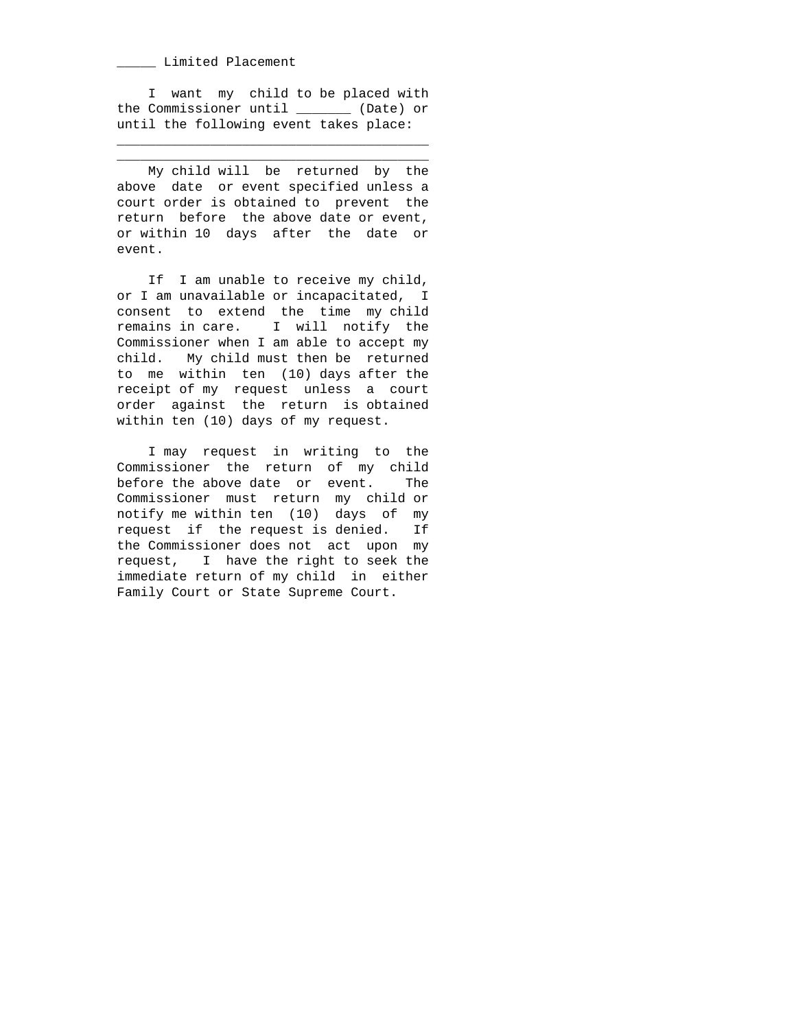_____ Limited Placement

I want my child to be placed with the Commissioner until _______ (Date) or until the following event takes place:

________________________________________
________________________________________

My child will be returned by the above date or event specified unless a court order is obtained to prevent the return before the above date or event, or within 10 days after the date or event.

If I am unable to receive my child, or I am unavailable or incapacitated, I consent to extend the time my child remains in care. I will notify the Commissioner when I am able to accept my child. My child must then be returned to me within ten (10) days after the receipt of my request unless a court order against the return is obtained within ten (10) days of my request.

I may request in writing to the Commissioner the return of my child before the above date or event. The Commissioner must return my child or notify me within ten (10) days of my request if the request is denied. If the Commissioner does not act upon my request, I have the right to seek the immediate return of my child in either Family Court or State Supreme Court.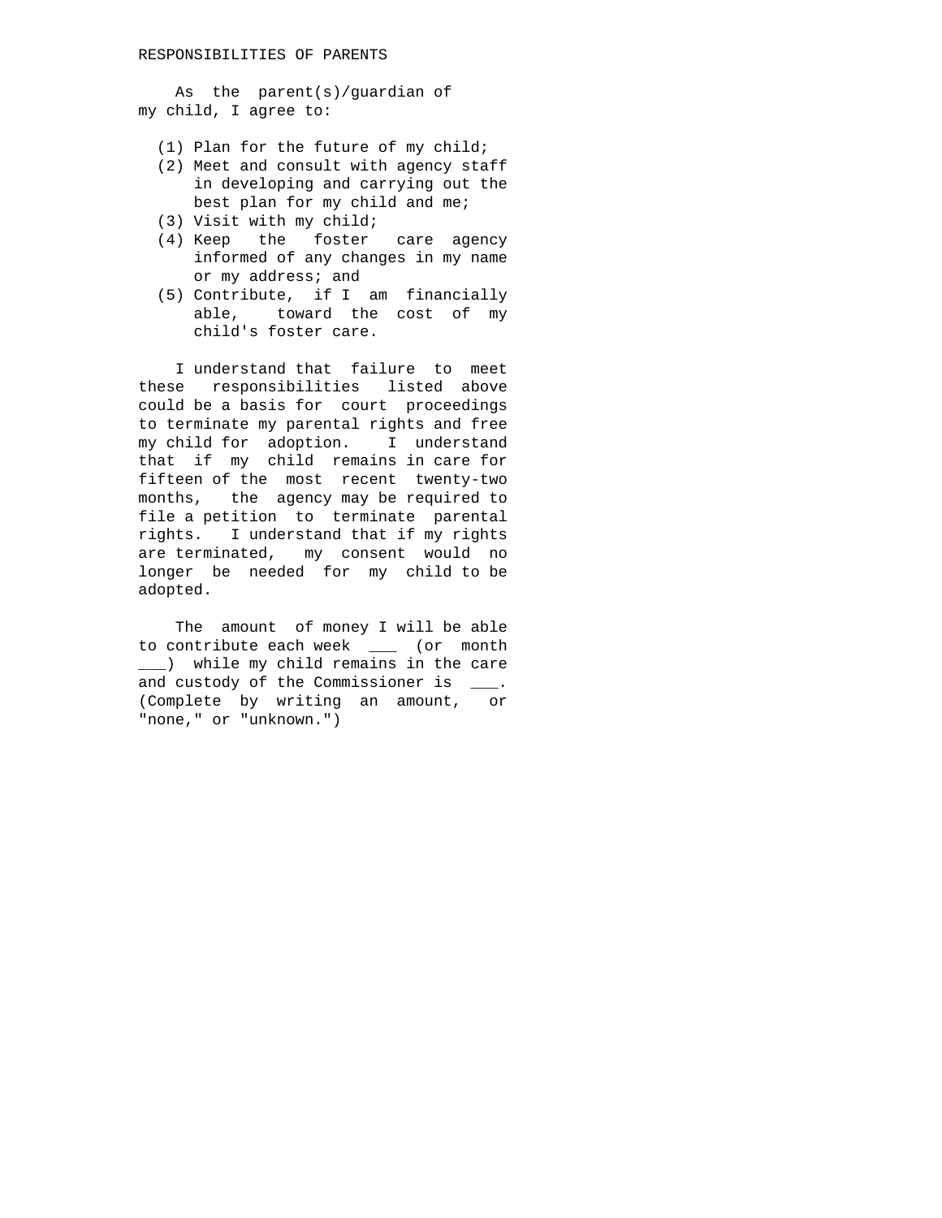RESPONSIBILITIES OF PARENTS

As the parent(s)/guardian of my child, I agree to:

(1) Plan for the future of my child;
(2) Meet and consult with agency staff in developing and carrying out the best plan for my child and me;
(3) Visit with my child;
(4) Keep the foster care agency informed of any changes in my name or my address; and
(5) Contribute, if I am financially able, toward the cost of my child's foster care.

I understand that failure to meet these responsibilities listed above could be a basis for court proceedings to terminate my parental rights and free my child for adoption. I understand that if my child remains in care for fifteen of the most recent twenty-two months, the agency may be required to file a petition to terminate parental rights. I understand that if my rights are terminated, my consent would no longer be needed for my child to be adopted.

The amount of money I will be able to contribute each week ___ (or month ___) while my child remains in the care and custody of the Commissioner is ___. (Complete by writing an amount, or "none," or "unknown.")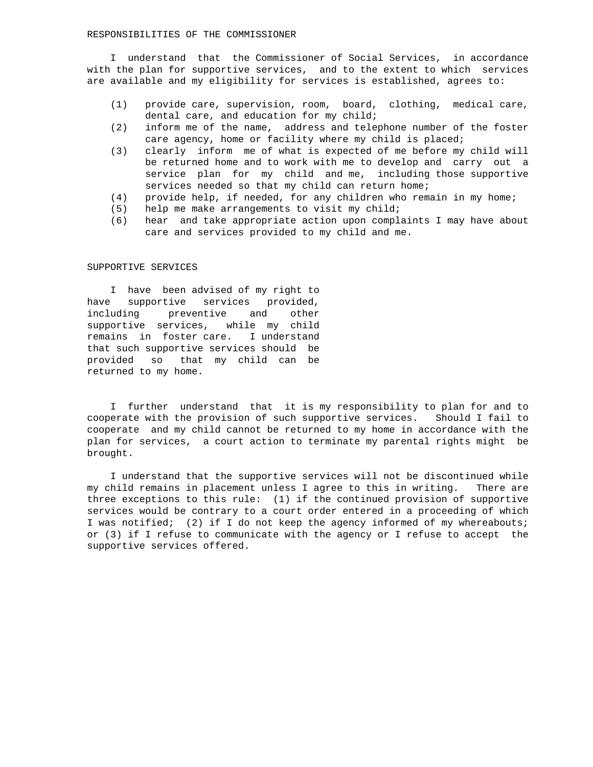## RESPONSIBILITIES OF THE COMMISSIONER

I understand that the Commissioner of Social Services, in accordance with the plan for supportive services, and to the extent to which services are available and my eligibility for services is established, agrees to:

(1) provide care, supervision, room, board, clothing, medical care, dental care, and education for my child;
(2) inform me of the name, address and telephone number of the foster care agency, home or facility where my child is placed;
(3) clearly inform me of what is expected of me before my child will be returned home and to work with me to develop and carry out a service plan for my child and me, including those supportive services needed so that my child can return home;
(4) provide help, if needed, for any children who remain in my home;
(5) help me make arrangements to visit my child;
(6) hear and take appropriate action upon complaints I may have about care and services provided to my child and me.

## SUPPORTIVE SERVICES

I have been advised of my right to have supportive services provided, including preventive and other supportive services, while my child remains in foster care. I understand that such supportive services should be provided so that my child can be returned to my home.

I further understand that it is my responsibility to plan for and to cooperate with the provision of such supportive services. Should I fail to cooperate and my child cannot be returned to my home in accordance with the plan for services, a court action to terminate my parental rights might be brought.

I understand that the supportive services will not be discontinued while my child remains in placement unless I agree to this in writing. There are three exceptions to this rule: (1) if the continued provision of supportive services would be contrary to a court order entered in a proceeding of which I was notified; (2) if I do not keep the agency informed of my whereabouts; or (3) if I refuse to communicate with the agency or I refuse to accept the supportive services offered.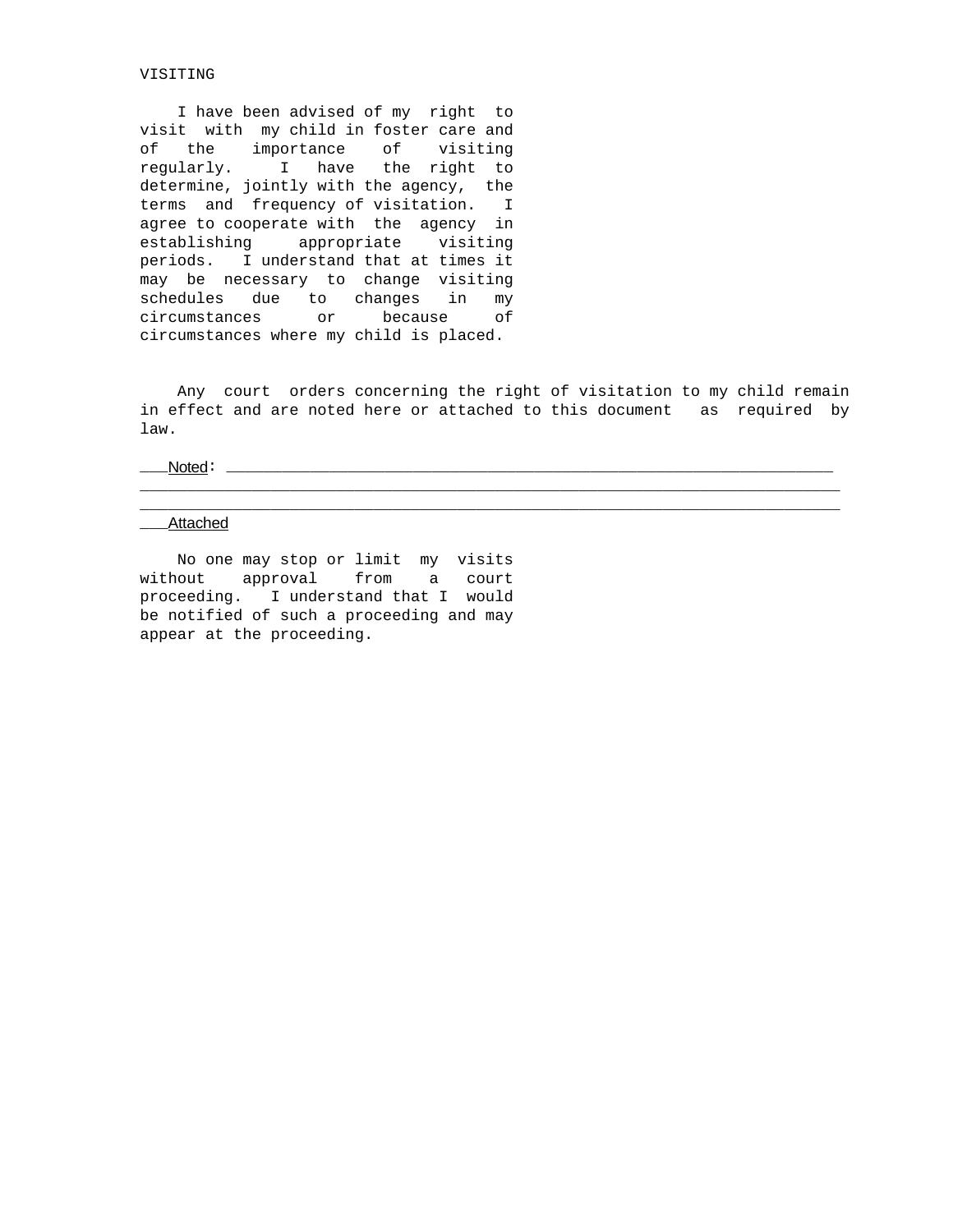VISITING

I have been advised of my right to visit with my child in foster care and of the importance of visiting regularly. I have the right to determine, jointly with the agency, the terms and frequency of visitation. I agree to cooperate with the agency in establishing appropriate visiting periods. I understand that at times it may be necessary to change visiting schedules due to changes in my circumstances or because of circumstances where my child is placed.

Any court orders concerning the right of visitation to my child remain in effect and are noted here or attached to this document as required by law.

___Noted: ___________________________________________________________________
_____________________________________________________________________________
_____________________________________________________________________________

___Attached

No one may stop or limit my visits without approval from a court proceeding. I understand that I would be notified of such a proceeding and may appear at the proceeding.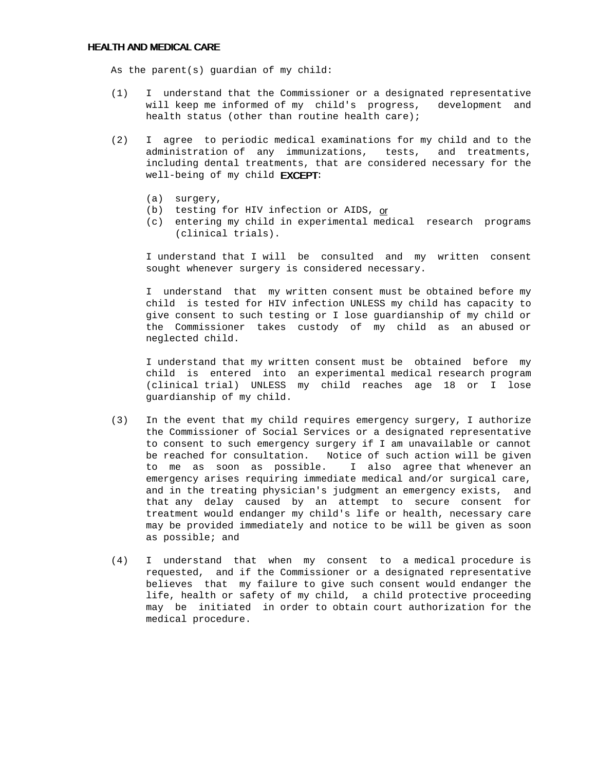**HEALTH AND MEDICAL CARE**

As the parent(s) guardian of my child:

(1) I understand that the Commissioner or a designated representative will keep me informed of my child's progress, development and health status (other than routine health care);

(2) I agree to periodic medical examinations for my child and to the administration of any immunizations, tests, and treatments, including dental treatments, that are considered necessary for the well-being of my child **EXCEPT**:

   (a) surgery,
   (b) testing for HIV infection or AIDS, or
   (c) entering my child in experimental medical research programs (clinical trials).

   I understand that I will be consulted and my written consent sought whenever surgery is considered necessary.

   I understand that my written consent must be obtained before my child is tested for HIV infection UNLESS my child has capacity to give consent to such testing or I lose guardianship of my child or the Commissioner takes custody of my child as an abused or neglected child.

   I understand that my written consent must be obtained before my child is entered into an experimental medical research program (clinical trial) UNLESS my child reaches age 18 or I lose guardianship of my child.

(3) In the event that my child requires emergency surgery, I authorize the Commissioner of Social Services or a designated representative to consent to such emergency surgery if I am unavailable or cannot be reached for consultation. Notice of such action will be given to me as soon as possible. I also agree that whenever an emergency arises requiring immediate medical and/or surgical care, and in the treating physician's judgment an emergency exists, and that any delay caused by an attempt to secure consent for treatment would endanger my child's life or health, necessary care may be provided immediately and notice to be will be given as soon as possible; and

(4) I understand that when my consent to a medical procedure is requested, and if the Commissioner or a designated representative believes that my failure to give such consent would endanger the life, health or safety of my child, a child protective proceeding may be initiated in order to obtain court authorization for the medical procedure.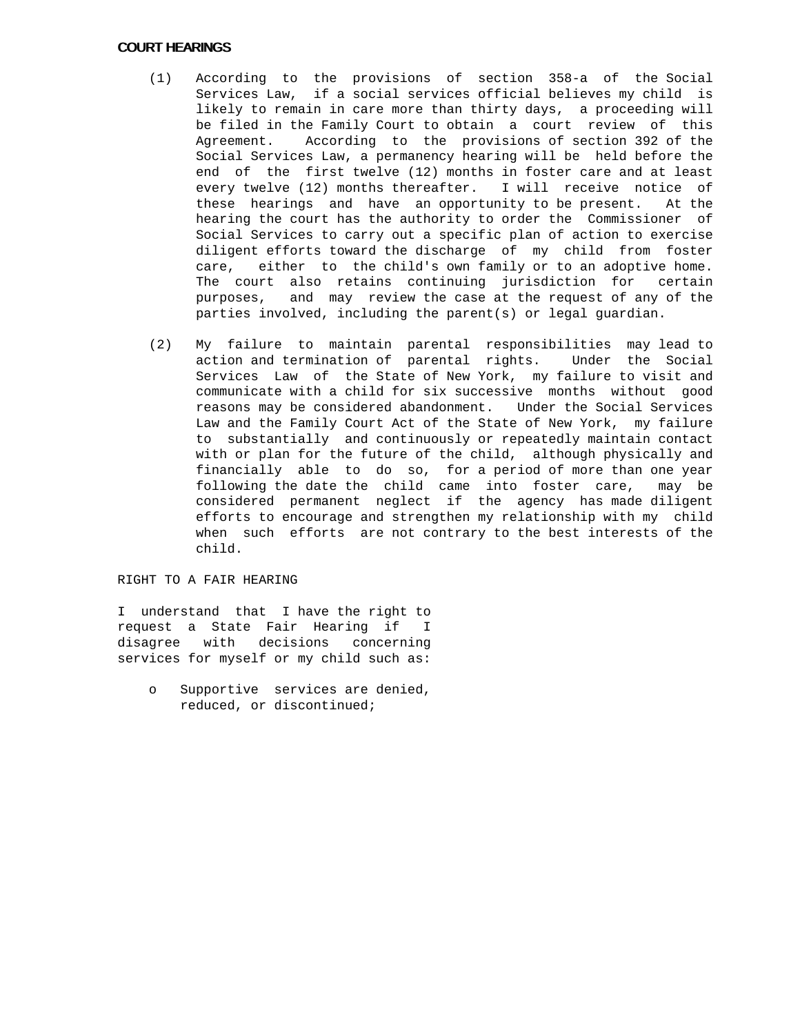**COURT HEARINGS**

(1) According to the provisions of section 358-a of the Social Services Law, if a social services official believes my child is likely to remain in care more than thirty days, a proceeding will be filed in the Family Court to obtain a court review of this Agreement. According to the provisions of section 392 of the Social Services Law, a permanency hearing will be held before the end of the first twelve (12) months in foster care and at least every twelve (12) months thereafter. I will receive notice of these hearings and have an opportunity to be present. At the hearing the court has the authority to order the Commissioner of Social Services to carry out a specific plan of action to exercise diligent efforts toward the discharge of my child from foster care, either to the child's own family or to an adoptive home. The court also retains continuing jurisdiction for certain purposes, and may review the case at the request of any of the parties involved, including the parent(s) or legal guardian.

(2) My failure to maintain parental responsibilities may lead to action and termination of parental rights. Under the Social Services Law of the State of New York, my failure to visit and communicate with a child for six successive months without good reasons may be considered abandonment. Under the Social Services Law and the Family Court Act of the State of New York, my failure to substantially and continuously or repeatedly maintain contact with or plan for the future of the child, although physically and financially able to do so, for a period of more than one year following the date the child came into foster care, may be considered permanent neglect if the agency has made diligent efforts to encourage and strengthen my relationship with my child when such efforts are not contrary to the best interests of the child.

RIGHT TO A FAIR HEARING

I understand that I have the right to request a State Fair Hearing if I disagree with decisions concerning services for myself or my child such as:

- Supportive services are denied, reduced, or discontinued;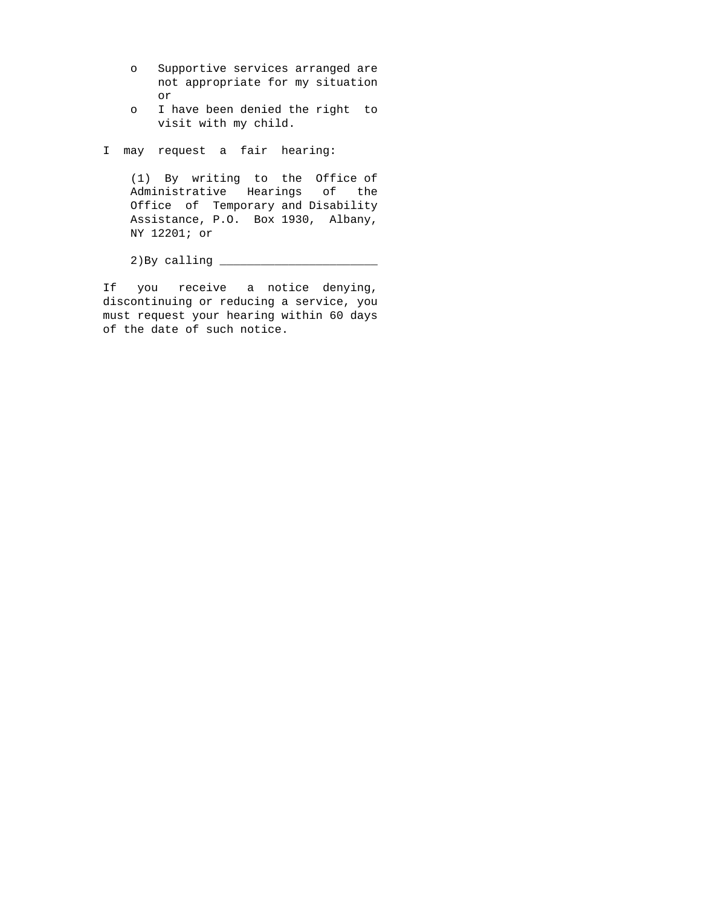- Supportive services arranged are not appropriate for my situation or
- I have been denied the right to visit with my child.

I may request a fair hearing:

(1) By writing to the Office of Administrative Hearings of the Office of Temporary and Disability Assistance, P.O. Box 1930, Albany, NY 12201; or

2)By calling _______________________

If you receive a notice denying, discontinuing or reducing a service, you must request your hearing within 60 days of the date of such notice.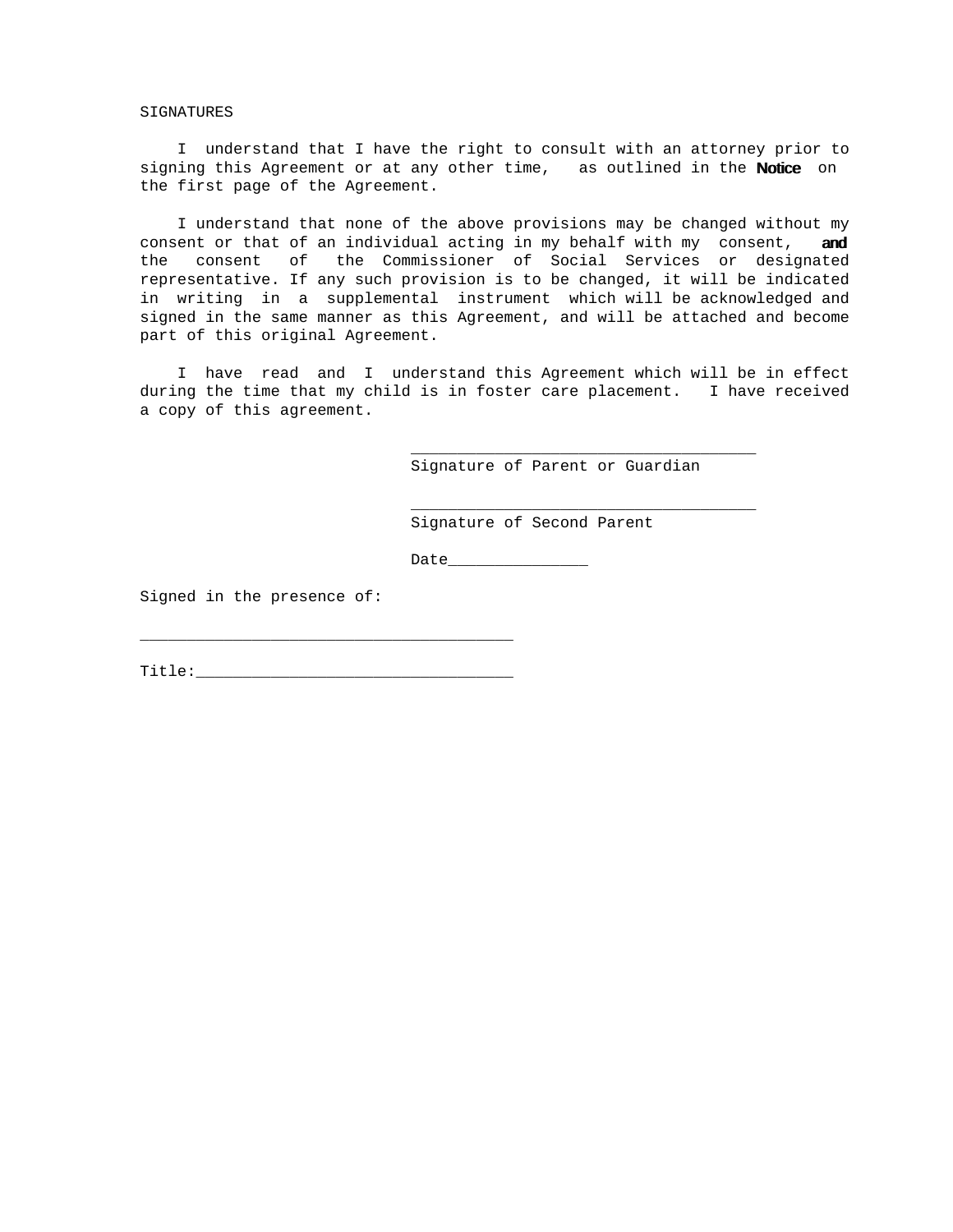SIGNATURES

I understand that I have the right to consult with an attorney prior to signing this Agreement or at any other time, as outlined in the **Notice** on the first page of the Agreement.

I understand that none of the above provisions may be changed without my consent or that of an individual acting in my behalf with my consent, **and** the consent of the Commissioner of Social Services or designated representative. If any such provision is to be changed, it will be indicated in writing in a supplemental instrument which will be acknowledged and signed in the same manner as this Agreement, and will be attached and become part of this original Agreement.

I have read and I understand this Agreement which will be in effect during the time that my child is in foster care placement. I have received a copy of this agreement.

_____________________________________
Signature of Parent or Guardian

_____________________________________
Signature of Second Parent

Date_______________

Signed in the presence of:

________________________________________

Title:_________________________________